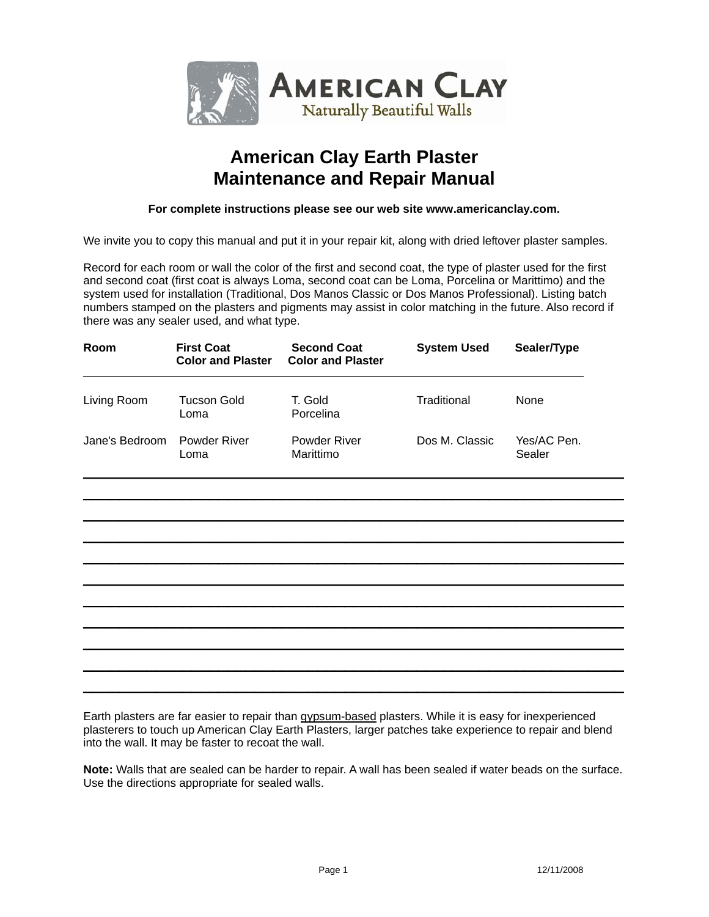AMERICAN CLAY
Naturally Beautiful Walls

# American Clay Earth Plaster Maintenance and Repair Manual

**For complete instructions please see our web site www.americanclay.com.**

We invite you to copy this manual and put it in your repair kit, along with dried leftover plaster samples.

Record for each room or wall the color of the first and second coat, the type of plaster used for the first and second coat (first coat is always Loma, second coat can be Loma, Porcelina or Marittimo) and the system used for installation (Traditional, Dos Manos Classic or Dos Manos Professional). Listing batch numbers stamped on the plasters and pigments may assist in color matching in the future. Also record if there was any sealer used, and what type.

| Room | First Coat Color and Plaster | Second Coat Color and Plaster | System Used | Sealer/Type |
| --- | --- | --- | --- | --- |
| Living Room | Tucson Gold Loma | T. Gold Porcelina | Traditional | None |
| Jane's Bedroom | Powder River Loma | Powder River Marittimo | Dos M. Classic | Yes/AC Pen. Sealer |
| | | | | |
| | | | | |
| | | | | |
| | | | | |
| | | | | |
| | | | | |
| | | | | |
| | | | | |
| | | | | |
| | | | | |
| | | | | |

Earth plasters are far easier to repair than gypsum-based plasters. While it is easy for inexperienced plasterers to touch up American Clay Earth Plasters, larger patches take experience to repair and blend into the wall. It may be faster to recoat the wall.

**Note:** Walls that are sealed can be harder to repair. A wall has been sealed if water beads on the surface. Use the directions appropriate for sealed walls.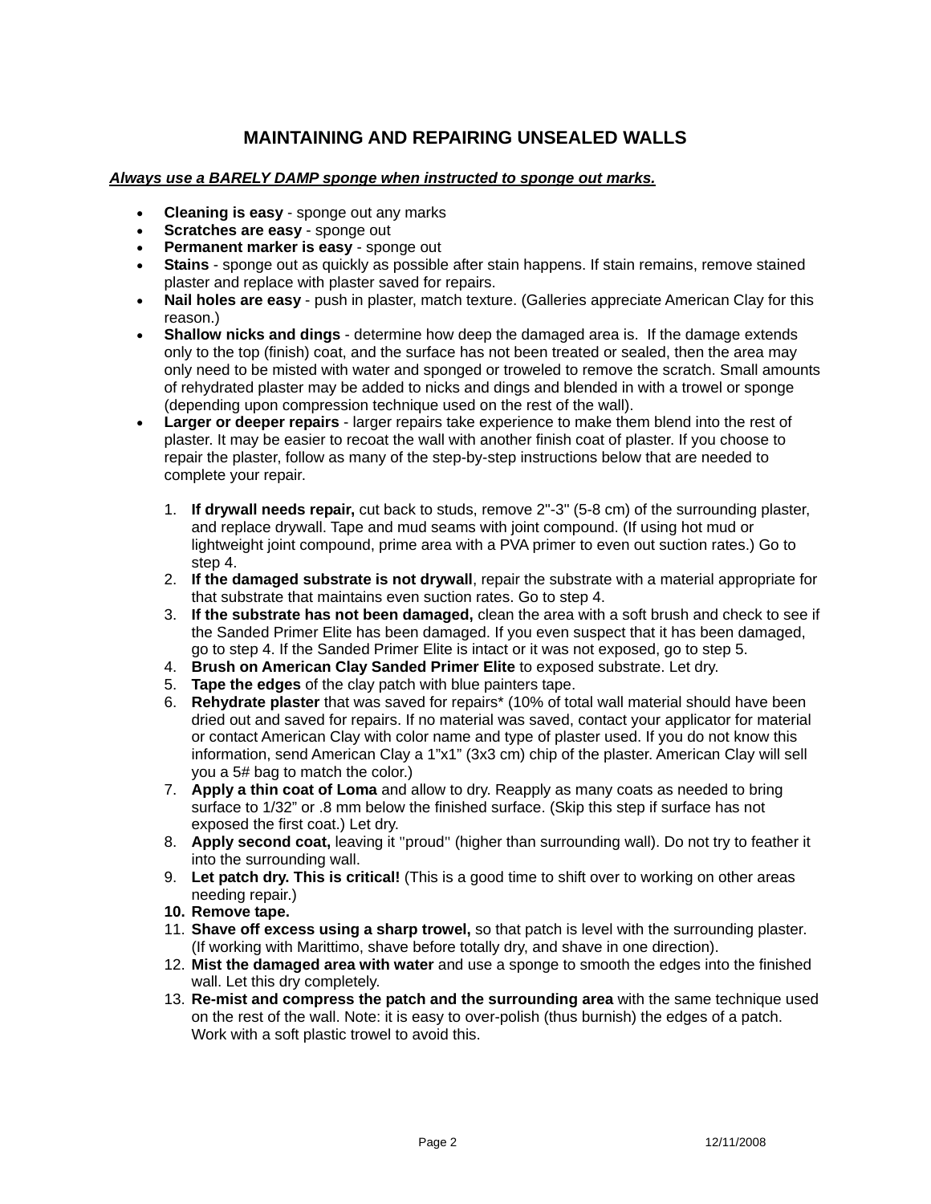## MAINTAINING AND REPAIRING UNSEALED WALLS

***Always use a BARELY DAMP sponge when instructed to sponge out marks.***

- **Cleaning is easy** - sponge out any marks
- **Scratches are easy** - sponge out
- **Permanent marker is easy** - sponge out
- **Stains** - sponge out as quickly as possible after stain happens. If stain remains, remove stained plaster and replace with plaster saved for repairs.
- **Nail holes are easy** - push in plaster, match texture. (Galleries appreciate American Clay for this reason.)
- **Shallow nicks and dings** - determine how deep the damaged area is. If the damage extends only to the top (finish) coat, and the surface has not been treated or sealed, then the area may only need to be misted with water and sponged or troweled to remove the scratch. Small amounts of rehydrated plaster may be added to nicks and dings and blended in with a trowel or sponge (depending upon compression technique used on the rest of the wall).
- **Larger or deeper repairs** - larger repairs take experience to make them blend into the rest of plaster. It may be easier to recoat the wall with another finish coat of plaster. If you choose to repair the plaster, follow as many of the step-by-step instructions below that are needed to complete your repair.

  1. **If drywall needs repair,** cut back to studs, remove 2"-3" (5-8 cm) of the surrounding plaster, and replace drywall. Tape and mud seams with joint compound. (If using hot mud or lightweight joint compound, prime area with a PVA primer to even out suction rates.) Go to step 4.
  2. **If the damaged substrate is not drywall**, repair the substrate with a material appropriate for that substrate that maintains even suction rates. Go to step 4.
  3. **If the substrate has not been damaged,** clean the area with a soft brush and check to see if the Sanded Primer Elite has been damaged. If you even suspect that it has been damaged, go to step 4. If the Sanded Primer Elite is intact or it was not exposed, go to step 5.
  4. **Brush on American Clay Sanded Primer Elite** to exposed substrate. Let dry.
  5. **Tape the edges** of the clay patch with blue painters tape.
  6. **Rehydrate plaster** that was saved for repairs* (10% of total wall material should have been dried out and saved for repairs. If no material was saved, contact your applicator for material or contact American Clay with color name and type of plaster used. If you do not know this information, send American Clay a 1"x1" (3x3 cm) chip of the plaster. American Clay will sell you a 5# bag to match the color.)
  7. **Apply a thin coat of Loma** and allow to dry. Reapply as many coats as needed to bring surface to 1/32" or .8 mm below the finished surface. (Skip this step if surface has not exposed the first coat.) Let dry.
  8. **Apply second coat,** leaving it "proud" (higher than surrounding wall). Do not try to feather it into the surrounding wall.
  9. **Let patch dry. This is critical!** (This is a good time to shift over to working on other areas needing repair.)
  10. **Remove tape.**
  11. **Shave off excess using a sharp trowel,** so that patch is level with the surrounding plaster. (If working with Marittimo, shave before totally dry, and shave in one direction).
  12. **Mist the damaged area with water** and use a sponge to smooth the edges into the finished wall. Let this dry completely.
  13. **Re-mist and compress the patch and the surrounding area** with the same technique used on the rest of the wall. Note: it is easy to over-polish (thus burnish) the edges of a patch. Work with a soft plastic trowel to avoid this.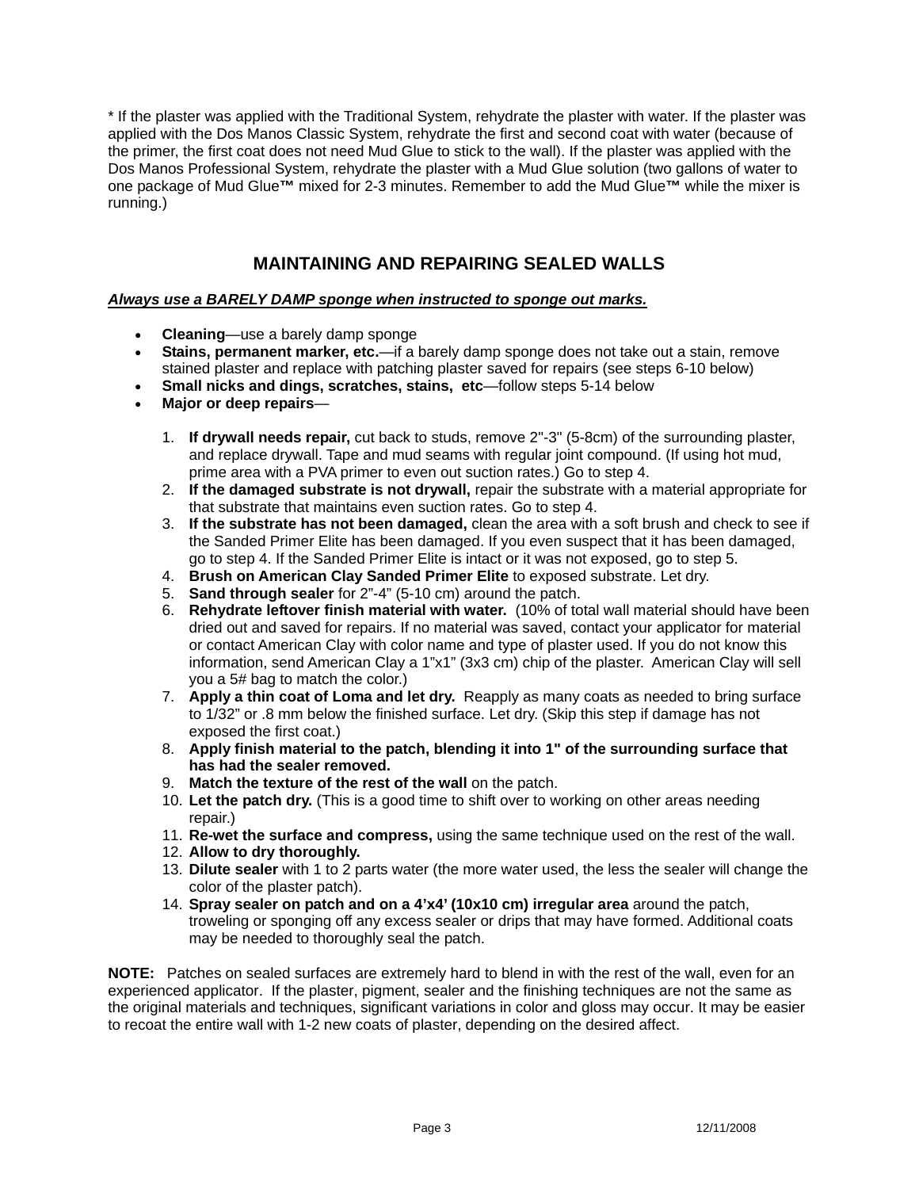* If the plaster was applied with the Traditional System, rehydrate the plaster with water. If the plaster was applied with the Dos Manos Classic System, rehydrate the first and second coat with water (because of the primer, the first coat does not need Mud Glue to stick to the wall). If the plaster was applied with the Dos Manos Professional System, rehydrate the plaster with a Mud Glue solution (two gallons of water to one package of Mud Glue™ mixed for 2-3 minutes. Remember to add the Mud Glue™ while the mixer is running.)

## MAINTAINING AND REPAIRING SEALED WALLS

***Always use a BARELY DAMP sponge when instructed to sponge out marks.***

- **Cleaning**—use a barely damp sponge
- **Stains, permanent marker, etc.**—if a barely damp sponge does not take out a stain, remove stained plaster and replace with patching plaster saved for repairs (see steps 6-10 below)
- **Small nicks and dings, scratches, stains, etc**—follow steps 5-14 below
- **Major or deep repairs**—

1. **If drywall needs repair,** cut back to studs, remove 2"-3" (5-8cm) of the surrounding plaster, and replace drywall. Tape and mud seams with regular joint compound. (If using hot mud, prime area with a PVA primer to even out suction rates.) Go to step 4.
2. **If the damaged substrate is not drywall,** repair the substrate with a material appropriate for that substrate that maintains even suction rates. Go to step 4.
3. **If the substrate has not been damaged,** clean the area with a soft brush and check to see if the Sanded Primer Elite has been damaged. If you even suspect that it has been damaged, go to step 4. If the Sanded Primer Elite is intact or it was not exposed, go to step 5.
4. **Brush on American Clay Sanded Primer Elite** to exposed substrate. Let dry.
5. **Sand through sealer** for 2"-4" (5-10 cm) around the patch.
6. **Rehydrate leftover finish material with water.** (10% of total wall material should have been dried out and saved for repairs. If no material was saved, contact your applicator for material or contact American Clay with color name and type of plaster used. If you do not know this information, send American Clay a 1"x1" (3x3 cm) chip of the plaster. American Clay will sell you a 5# bag to match the color.)
7. **Apply a thin coat of Loma and let dry.** Reapply as many coats as needed to bring surface to 1/32" or .8 mm below the finished surface. Let dry. (Skip this step if damage has not exposed the first coat.)
8. **Apply finish material to the patch, blending it into 1" of the surrounding surface that has had the sealer removed.**
9. **Match the texture of the rest of the wall** on the patch.
10. **Let the patch dry.** (This is a good time to shift over to working on other areas needing repair.)
11. **Re-wet the surface and compress,** using the same technique used on the rest of the wall.
12. **Allow to dry thoroughly.**
13. **Dilute sealer** with 1 to 2 parts water (the more water used, the less the sealer will change the color of the plaster patch).
14. **Spray sealer on patch and on a 4'x4' (10x10 cm) irregular area** around the patch, troweling or sponging off any excess sealer or drips that may have formed. Additional coats may be needed to thoroughly seal the patch.

**NOTE:** Patches on sealed surfaces are extremely hard to blend in with the rest of the wall, even for an experienced applicator. If the plaster, pigment, sealer and the finishing techniques are not the same as the original materials and techniques, significant variations in color and gloss may occur. It may be easier to recoat the entire wall with 1-2 new coats of plaster, depending on the desired affect.